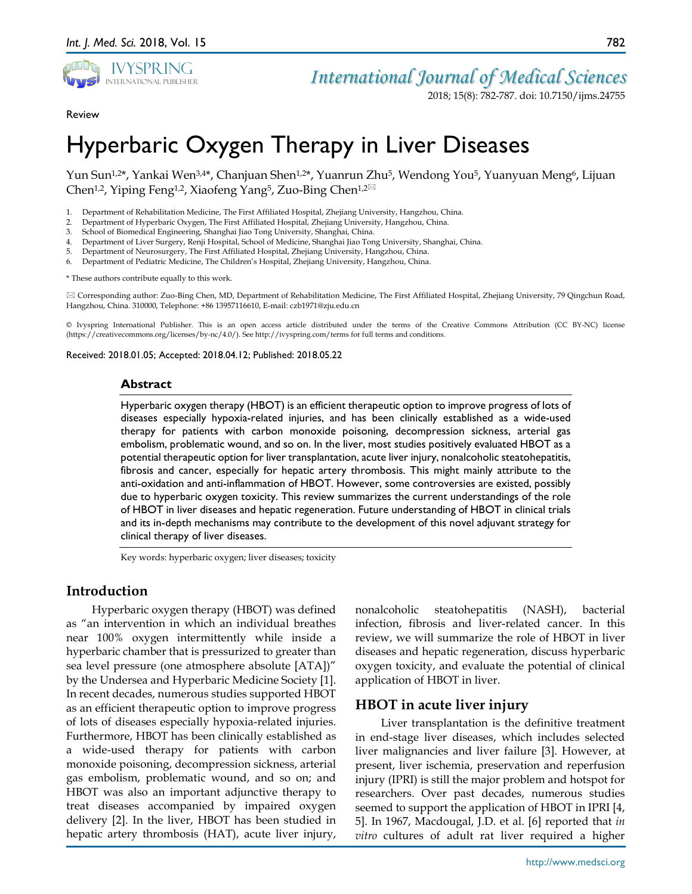Review

# Hyperbaric Oxygen Therapy in Liver Diseases

Yun Sun[1,2*], Yankai Wen[3,4*], Chanjuan Shen[1,2*], Yuanrun Zhu[5], Wendong You[5], Yuanyuan Meng[6], Lijuan Chen[1,2], Yiping Feng[1,2], Xiaofeng Yang[5], Zuo-Bing Chen[1,2✉]

1. Department of Rehabilitation Medicine, The First Affiliated Hospital, Zhejiang University, Hangzhou, China.
2. Department of Hyperbaric Oxygen, The First Affiliated Hospital, Zhejiang University, Hangzhou, China.
3. School of Biomedical Engineering, Shanghai Jiao Tong University, Shanghai, China.
4. Department of Liver Surgery, Renji Hospital, School of Medicine, Shanghai Jiao Tong University, Shanghai, China.
5. Department of Neurosurgery, The First Affiliated Hospital, Zhejiang University, Hangzhou, China.
6. Department of Pediatric Medicine, The Children's Hospital, Zhejiang University, Hangzhou, China.

* These authors contribute equally to this work.

✉ Corresponding author: Zuo-Bing Chen, MD, Department of Rehabilitation Medicine, The First Affiliated Hospital, Zhejiang University, 79 Qingchun Road, Hangzhou, China. 310000, Telephone: +86 13957116610, E-mail: czb1971@zju.edu.cn

© Ivyspring International Publisher. This is an open access article distributed under the terms of the Creative Commons Attribution (CC BY-NC) license (https://creativecommons.org/licenses/by-nc/4.0/). See http://ivyspring.com/terms for full terms and conditions.

Received: 2018.01.05; Accepted: 2018.04.12; Published: 2018.05.22

### Abstract

Hyperbaric oxygen therapy (HBOT) is an efficient therapeutic option to improve progress of lots of diseases especially hypoxia-related injuries, and has been clinically established as a wide-used therapy for patients with carbon monoxide poisoning, decompression sickness, arterial gas embolism, problematic wound, and so on. In the liver, most studies positively evaluated HBOT as a potential therapeutic option for liver transplantation, acute liver injury, nonalcoholic steatohepatitis, fibrosis and cancer, especially for hepatic artery thrombosis. This might mainly attribute to the anti-oxidation and anti-inflammation of HBOT. However, some controversies are existed, possibly due to hyperbaric oxygen toxicity. This review summarizes the current understandings of the role of HBOT in liver diseases and hepatic regeneration. Future understanding of HBOT in clinical trials and its in-depth mechanisms may contribute to the development of this novel adjuvant strategy for clinical therapy of liver diseases.

Key words: hyperbaric oxygen; liver diseases; toxicity

## Introduction

Hyperbaric oxygen therapy (HBOT) was defined as "an intervention in which an individual breathes near 100% oxygen intermittently while inside a hyperbaric chamber that is pressurized to greater than sea level pressure (one atmosphere absolute [ATA])" by the Undersea and Hyperbaric Medicine Society [1]. In recent decades, numerous studies supported HBOT as an efficient therapeutic option to improve progress of lots of diseases especially hypoxia-related injuries. Furthermore, HBOT has been clinically established as a wide-used therapy for patients with carbon monoxide poisoning, decompression sickness, arterial gas embolism, problematic wound, and so on; and HBOT was also an important adjunctive therapy to treat diseases accompanied by impaired oxygen delivery [2]. In the liver, HBOT has been studied in hepatic artery thrombosis (HAT), acute liver injury, nonalcoholic steatohepatitis (NASH), bacterial infection, fibrosis and liver-related cancer. In this review, we will summarize the role of HBOT in liver diseases and hepatic regeneration, discuss hyperbaric oxygen toxicity, and evaluate the potential of clinical application of HBOT in liver.

## HBOT in acute liver injury

Liver transplantation is the definitive treatment in end-stage liver diseases, which includes selected liver malignancies and liver failure [3]. However, at present, liver ischemia, preservation and reperfusion injury (IPRI) is still the major problem and hotspot for researchers. Over past decades, numerous studies seemed to support the application of HBOT in IPRI [4, 5]. In 1967, Macdougal, J.D. et al. [6] reported that *in vitro* cultures of adult rat liver required a higher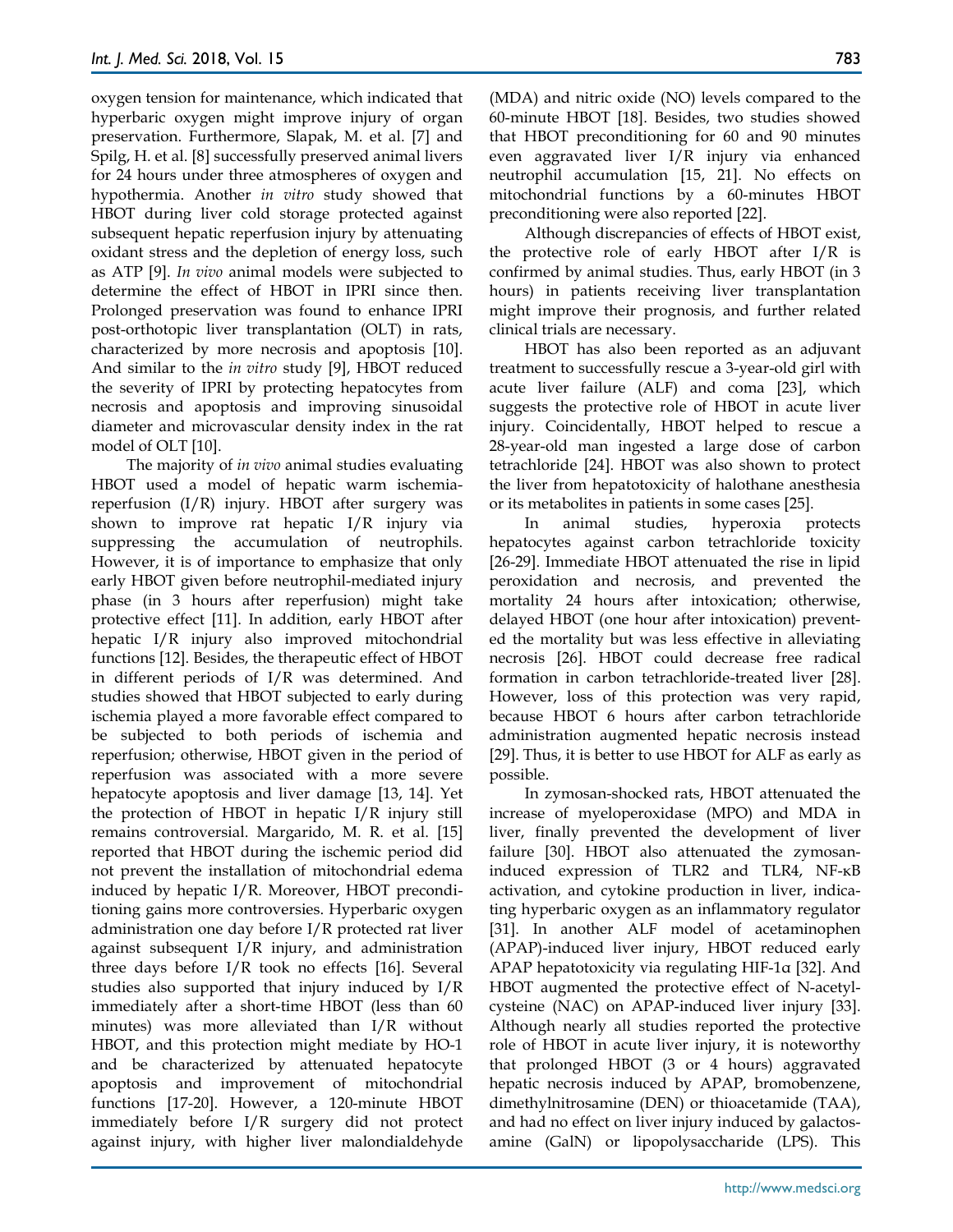oxygen tension for maintenance, which indicated that hyperbaric oxygen might improve injury of organ preservation. Furthermore, Slapak, M. et al. [7] and Spilg, H. et al. [8] successfully preserved animal livers for 24 hours under three atmospheres of oxygen and hypothermia. Another *in vitro* study showed that HBOT during liver cold storage protected against subsequent hepatic reperfusion injury by attenuating oxidant stress and the depletion of energy loss, such as ATP [9]. *In vivo* animal models were subjected to determine the effect of HBOT in IPRI since then. Prolonged preservation was found to enhance IPRI post-orthotopic liver transplantation (OLT) in rats, characterized by more necrosis and apoptosis [10]. And similar to the *in vitro* study [9], HBOT reduced the severity of IPRI by protecting hepatocytes from necrosis and apoptosis and improving sinusoidal diameter and microvascular density index in the rat model of OLT [10].

The majority of *in vivo* animal studies evaluating HBOT used a model of hepatic warm ischemia-reperfusion (I/R) injury. HBOT after surgery was shown to improve rat hepatic I/R injury via suppressing the accumulation of neutrophils. However, it is of importance to emphasize that only early HBOT given before neutrophil-mediated injury phase (in 3 hours after reperfusion) might take protective effect [11]. In addition, early HBOT after hepatic I/R injury also improved mitochondrial functions [12]. Besides, the therapeutic effect of HBOT in different periods of I/R was determined. And studies showed that HBOT subjected to early during ischemia played a more favorable effect compared to be subjected to both periods of ischemia and reperfusion; otherwise, HBOT given in the period of reperfusion was associated with a more severe hepatocyte apoptosis and liver damage [13, 14]. Yet the protection of HBOT in hepatic I/R injury still remains controversial. Margarido, M. R. et al. [15] reported that HBOT during the ischemic period did not prevent the installation of mitochondrial edema induced by hepatic I/R. Moreover, HBOT preconditioning gains more controversies. Hyperbaric oxygen administration one day before I/R protected rat liver against subsequent I/R injury, and administration three days before I/R took no effects [16]. Several studies also supported that injury induced by I/R immediately after a short-time HBOT (less than 60 minutes) was more alleviated than I/R without HBOT, and this protection might mediate by HO-1 and be characterized by attenuated hepatocyte apoptosis and improvement of mitochondrial functions [17-20]. However, a 120-minute HBOT immediately before I/R surgery did not protect against injury, with higher liver malondialdehyde (MDA) and nitric oxide (NO) levels compared to the 60-minute HBOT [18]. Besides, two studies showed that HBOT preconditioning for 60 and 90 minutes even aggravated liver I/R injury via enhanced neutrophil accumulation [15, 21]. No effects on mitochondrial functions by a 60-minutes HBOT preconditioning were also reported [22].

Although discrepancies of effects of HBOT exist, the protective role of early HBOT after I/R is confirmed by animal studies. Thus, early HBOT (in 3 hours) in patients receiving liver transplantation might improve their prognosis, and further related clinical trials are necessary.

HBOT has also been reported as an adjuvant treatment to successfully rescue a 3-year-old girl with acute liver failure (ALF) and coma [23], which suggests the protective role of HBOT in acute liver injury. Coincidentally, HBOT helped to rescue a 28-year-old man ingested a large dose of carbon tetrachloride [24]. HBOT was also shown to protect the liver from hepatotoxicity of halothane anesthesia or its metabolites in patients in some cases [25].

In animal studies, hyperoxia protects hepatocytes against carbon tetrachloride toxicity [26-29]. Immediate HBOT attenuated the rise in lipid peroxidation and necrosis, and prevented the mortality 24 hours after intoxication; otherwise, delayed HBOT (one hour after intoxication) prevented the mortality but was less effective in alleviating necrosis [26]. HBOT could decrease free radical formation in carbon tetrachloride-treated liver [28]. However, loss of this protection was very rapid, because HBOT 6 hours after carbon tetrachloride administration augmented hepatic necrosis instead [29]. Thus, it is better to use HBOT for ALF as early as possible.

In zymosan-shocked rats, HBOT attenuated the increase of myeloperoxidase (MPO) and MDA in liver, finally prevented the development of liver failure [30]. HBOT also attenuated the zymosan-induced expression of TLR2 and TLR4, NF-κB activation, and cytokine production in liver, indicating hyperbaric oxygen as an inflammatory regulator [31]. In another ALF model of acetaminophen (APAP)-induced liver injury, HBOT reduced early APAP hepatotoxicity via regulating HIF-1α [32]. And HBOT augmented the protective effect of N-acetylcysteine (NAC) on APAP-induced liver injury [33]. Although nearly all studies reported the protective role of HBOT in acute liver injury, it is noteworthy that prolonged HBOT (3 or 4 hours) aggravated hepatic necrosis induced by APAP, bromobenzene, dimethylnitrosamine (DEN) or thioacetamide (TAA), and had no effect on liver injury induced by galactosamine (GalN) or lipopolysaccharide (LPS). This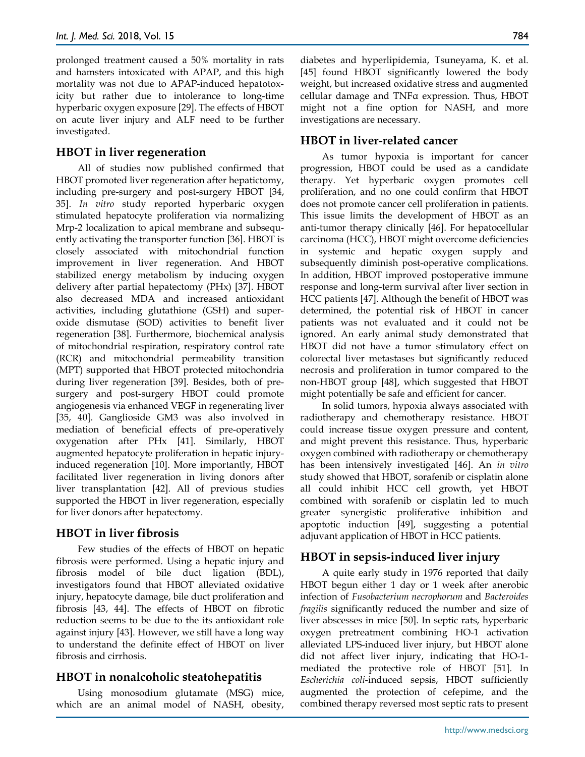prolonged treatment caused a 50% mortality in rats and hamsters intoxicated with APAP, and this high mortality was not due to APAP-induced hepatotoxicity but rather due to intolerance to long-time hyperbaric oxygen exposure [29]. The effects of HBOT on acute liver injury and ALF need to be further investigated.

## HBOT in liver regeneration

All of studies now published confirmed that HBOT promoted liver regeneration after hepatictomy, including pre-surgery and post-surgery HBOT [34, 35]. *In vitro* study reported hyperbaric oxygen stimulated hepatocyte proliferation via normalizing Mrp-2 localization to apical membrane and subsequently activating the transporter function [36]. HBOT is closely associated with mitochondrial function improvement in liver regeneration. And HBOT stabilized energy metabolism by inducing oxygen delivery after partial hepatectomy (PHx) [37]. HBOT also decreased MDA and increased antioxidant activities, including glutathione (GSH) and superoxide dismutase (SOD) activities to benefit liver regeneration [38]. Furthermore, biochemical analysis of mitochondrial respiration, respiratory control rate (RCR) and mitochondrial permeability transition (MPT) supported that HBOT protected mitochondria during liver regeneration [39]. Besides, both of pre-surgery and post-surgery HBOT could promote angiogenesis via enhanced VEGF in regenerating liver [35, 40]. Ganglioside GM3 was also involved in mediation of beneficial effects of pre-operatively oxygenation after PHx [41]. Similarly, HBOT augmented hepatocyte proliferation in hepatic injury-induced regeneration [10]. More importantly, HBOT facilitated liver regeneration in living donors after liver transplantation [42]. All of previous studies supported the HBOT in liver regeneration, especially for liver donors after hepatectomy.

## HBOT in liver fibrosis

Few studies of the effects of HBOT on hepatic fibrosis were performed. Using a hepatic injury and fibrosis model of bile duct ligation (BDL), investigators found that HBOT alleviated oxidative injury, hepatocyte damage, bile duct proliferation and fibrosis [43, 44]. The effects of HBOT on fibrotic reduction seems to be due to the its antioxidant role against injury [43]. However, we still have a long way to understand the definite effect of HBOT on liver fibrosis and cirrhosis.

## HBOT in nonalcoholic steatohepatitis

Using monosodium glutamate (MSG) mice, which are an animal model of NASH, obesity, diabetes and hyperlipidemia, Tsuneyama, K. et al. [45] found HBOT significantly lowered the body weight, but increased oxidative stress and augmented cellular damage and TNFα expression. Thus, HBOT might not a fine option for NASH, and more investigations are necessary.

## HBOT in liver-related cancer

As tumor hypoxia is important for cancer progression, HBOT could be used as a candidate therapy. Yet hyperbaric oxygen promotes cell proliferation, and no one could confirm that HBOT does not promote cancer cell proliferation in patients. This issue limits the development of HBOT as an anti-tumor therapy clinically [46]. For hepatocellular carcinoma (HCC), HBOT might overcome deficiencies in systemic and hepatic oxygen supply and subsequently diminish post-operative complications. In addition, HBOT improved postoperative immune response and long-term survival after liver section in HCC patients [47]. Although the benefit of HBOT was determined, the potential risk of HBOT in cancer patients was not evaluated and it could not be ignored. An early animal study demonstrated that HBOT did not have a tumor stimulatory effect on colorectal liver metastases but significantly reduced necrosis and proliferation in tumor compared to the non-HBOT group [48], which suggested that HBOT might potentially be safe and efficient for cancer.

In solid tumors, hypoxia always associated with radiotherapy and chemotherapy resistance. HBOT could increase tissue oxygen pressure and content, and might prevent this resistance. Thus, hyperbaric oxygen combined with radiotherapy or chemotherapy has been intensively investigated [46]. An *in vitro* study showed that HBOT, sorafenib or cisplatin alone all could inhibit HCC cell growth, yet HBOT combined with sorafenib or cisplatin led to much greater synergistic proliferative inhibition and apoptotic induction [49], suggesting a potential adjuvant application of HBOT in HCC patients.

## HBOT in sepsis-induced liver injury

A quite early study in 1976 reported that daily HBOT begun either 1 day or 1 week after anerobic infection of *Fusobacterium necrophorum* and *Bacteroides fragilis* significantly reduced the number and size of liver abscesses in mice [50]. In septic rats, hyperbaric oxygen pretreatment combining HO-1 activation alleviated LPS-induced liver injury, but HBOT alone did not affect liver injury, indicating that HO-1-mediated the protective role of HBOT [51]. In *Escherichia coli*-induced sepsis, HBOT sufficiently augmented the protection of cefepime, and the combined therapy reversed most septic rats to present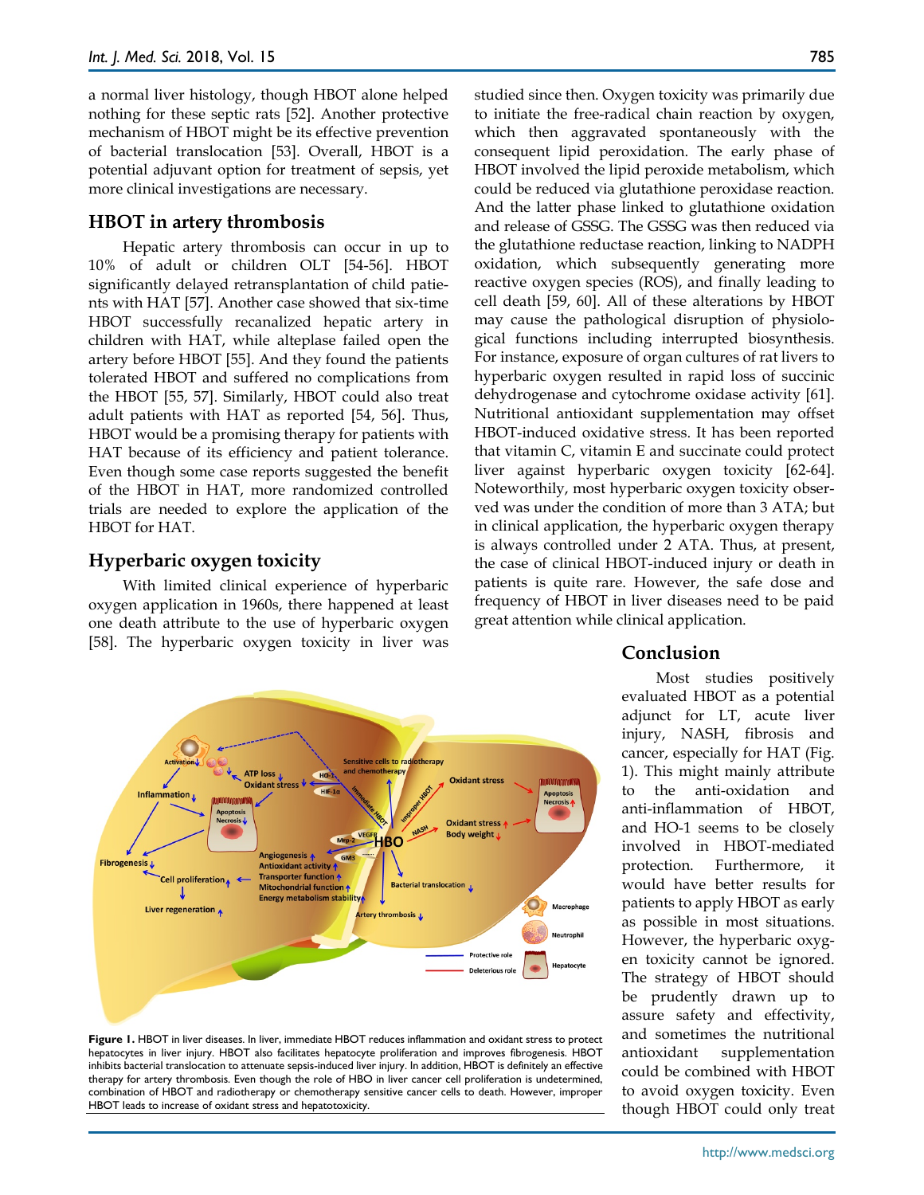a normal liver histology, though HBOT alone helped nothing for these septic rats [52]. Another protective mechanism of HBOT might be its effective prevention of bacterial translocation [53]. Overall, HBOT is a potential adjuvant option for treatment of sepsis, yet more clinical investigations are necessary.

## HBOT in artery thrombosis

Hepatic artery thrombosis can occur in up to 10% of adult or children OLT [54-56]. HBOT significantly delayed retransplantation of child patients with HAT [57]. Another case showed that six-time HBOT successfully recanalized hepatic artery in children with HAT, while alteplase failed open the artery before HBOT [55]. And they found the patients tolerated HBOT and suffered no complications from the HBOT [55, 57]. Similarly, HBOT could also treat adult patients with HAT as reported [54, 56]. Thus, HBOT would be a promising therapy for patients with HAT because of its efficiency and patient tolerance. Even though some case reports suggested the benefit of the HBOT in HAT, more randomized controlled trials are needed to explore the application of the HBOT for HAT.

## Hyperbaric oxygen toxicity

With limited clinical experience of hyperbaric oxygen application in 1960s, there happened at least one death attribute to the use of hyperbaric oxygen [58]. The hyperbaric oxygen toxicity in liver was studied since then. Oxygen toxicity was primarily due to initiate the free-radical chain reaction by oxygen, which then aggravated spontaneously with the consequent lipid peroxidation. The early phase of HBOT involved the lipid peroxide metabolism, which could be reduced via glutathione peroxidase reaction. And the latter phase linked to glutathione oxidation and release of GSSG. The GSSG was then reduced via the glutathione reductase reaction, linking to NADPH oxidation, which subsequently generating more reactive oxygen species (ROS), and finally leading to cell death [59, 60]. All of these alterations by HBOT may cause the pathological disruption of physiological functions including interrupted biosynthesis. For instance, exposure of organ cultures of rat livers to hyperbaric oxygen resulted in rapid loss of succinic dehydrogenase and cytochrome oxidase activity [61]. Nutritional antioxidant supplementation may offset HBOT-induced oxidative stress. It has been reported that vitamin C, vitamin E and succinate could protect liver against hyperbaric oxygen toxicity [62-64]. Noteworthily, most hyperbaric oxygen toxicity observed was under the condition of more than 3 ATA; but in clinical application, the hyperbaric oxygen therapy is always controlled under 2 ATA. Thus, at present, the case of clinical HBOT-induced injury or death in patients is quite rare. However, the safe dose and frequency of HBOT in liver diseases need to be paid great attention while clinical application.

**Figure 1.** HBOT in liver diseases. In liver, immediate HBOT reduces inflammation and oxidant stress to protect hepatocytes in liver injury. HBOT also facilitates hepatocyte proliferation and improves fibrogenesis. HBOT inhibits bacterial translocation to attenuate sepsis-induced liver injury. In addition, HBOT is definitely an effective therapy for artery thrombosis. Even though the role of HBO in liver cancer cell proliferation is undetermined, combination of HBOT and radiotherapy or chemotherapy sensitive cancer cells to death. However, improper HBOT leads to increase of oxidant stress and hepatotoxicity.

## Conclusion

Most studies positively evaluated HBOT as a potential adjunct for LT, acute liver injury, NASH, fibrosis and cancer, especially for HAT (Fig. 1). This might mainly attribute to the anti-oxidation and anti-inflammation of HBOT, and HO-1 seems to be closely involved in HBOT-mediated protection. Furthermore, it would have better results for patients to apply HBOT as early as possible in most situations. However, the hyperbaric oxygen toxicity cannot be ignored. The strategy of HBOT should be prudently drawn up to assure safety and effectivity, and sometimes the nutritional antioxidant supplementation could be combined with HBOT to avoid oxygen toxicity. Even though HBOT could only treat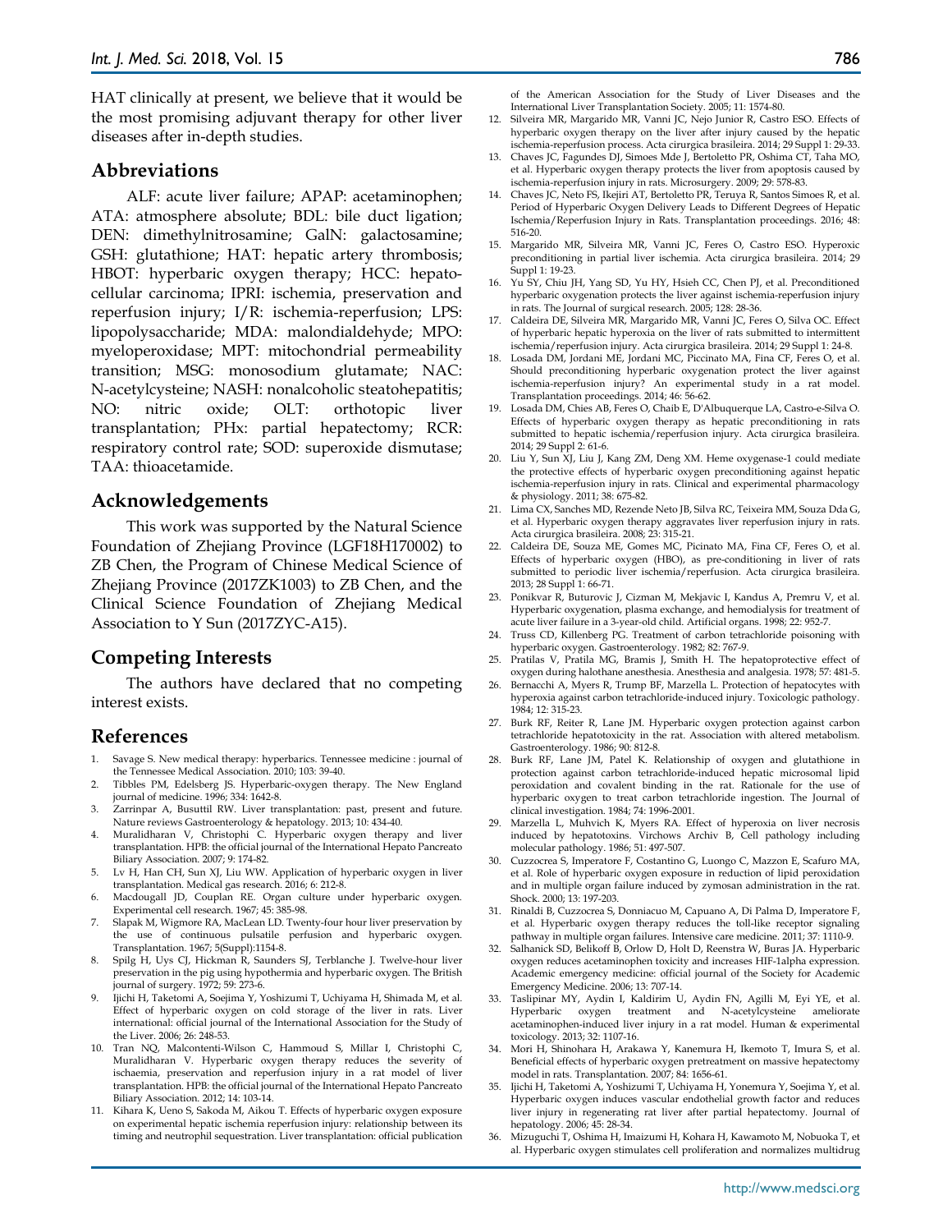HAT clinically at present, we believe that it would be the most promising adjuvant therapy for other liver diseases after in-depth studies.

## Abbreviations

ALF: acute liver failure; APAP: acetaminophen; ATA: atmosphere absolute; BDL: bile duct ligation; DEN: dimethylnitrosamine; GalN: galactosamine; GSH: glutathione; HAT: hepatic artery thrombosis; HBOT: hyperbaric oxygen therapy; HCC: hepatocellular carcinoma; IPRI: ischemia, preservation and reperfusion injury; I/R: ischemia-reperfusion; LPS: lipopolysaccharide; MDA: malondialdehyde; MPO: myeloperoxidase; MPT: mitochondrial permeability transition; MSG: monosodium glutamate; NAC: N-acetylcysteine; NASH: nonalcoholic steatohepatitis; NO: nitric oxide; OLT: orthotopic liver transplantation; PHx: partial hepatectomy; RCR: respiratory control rate; SOD: superoxide dismutase; TAA: thioacetamide.

## Acknowledgements

This work was supported by the Natural Science Foundation of Zhejiang Province (LGF18H170002) to ZB Chen, the Program of Chinese Medical Science of Zhejiang Province (2017ZK1003) to ZB Chen, and the Clinical Science Foundation of Zhejiang Medical Association to Y Sun (2017ZYC-A15).

## Competing Interests

The authors have declared that no competing interest exists.

## References

1. Savage S. New medical therapy: hyperbarics. Tennessee medicine : journal of the Tennessee Medical Association. 2010; 103: 39-40.
2. Tibbles PM, Edelsberg JS. Hyperbaric-oxygen therapy. The New England journal of medicine. 1996; 334: 1642-8.
3. Zarrinpar A, Busuttil RW. Liver transplantation: past, present and future. Nature reviews Gastroenterology & hepatology. 2013; 10: 434-40.
4. Muralidharan V, Christophi C. Hyperbaric oxygen therapy and liver transplantation. HPB: the official journal of the International Hepato Pancreato Biliary Association. 2007; 9: 174-82.
5. Lv H, Han CH, Sun XJ, Liu WW. Application of hyperbaric oxygen in liver transplantation. Medical gas research. 2016; 6: 212-8.
6. Macdougall JD, Couplan RE. Organ culture under hyperbaric oxygen. Experimental cell research. 1967; 45: 385-98.
7. Slapak M, Wigmore RA, MacLean LD. Twenty-four hour liver preservation by the use of continuous pulsatile perfusion and hyperbaric oxygen. Transplantation. 1967; 5(Suppl):1154-8.
8. Spilg H, Uys CJ, Hickman R, Saunders SJ, Terblanche J. Twelve-hour liver preservation in the pig using hypothermia and hyperbaric oxygen. The British journal of surgery. 1972; 59: 273-6.
9. Ijichi H, Taketomi A, Soejima Y, Yoshizumi T, Uchiyama H, Shimada M, et al. Effect of hyperbaric oxygen on cold storage of the liver in rats. Liver international: official journal of the International Association for the Study of the Liver. 2006; 26: 248-53.
10. Tran NQ, Malcontenti-Wilson C, Hammoud S, Millar I, Christophi C, Muralidharan V. Hyperbaric oxygen therapy reduces the severity of ischaemia, preservation and reperfusion injury in a rat model of liver transplantation. HPB: the official journal of the International Hepato Pancreato Biliary Association. 2012; 14: 103-14.
11. Kihara K, Ueno S, Sakoda M, Aikou T. Effects of hyperbaric oxygen exposure on experimental hepatic ischemia reperfusion injury: relationship between its timing and neutrophil sequestration. Liver transplantation: official publication of the American Association for the Study of Liver Diseases and the International Liver Transplantation Society. 2005; 11: 1574-80.
12. Silveira MR, Margarido MR, Vanni JC, Nejo Junior R, Castro ESO. Effects of hyperbaric oxygen therapy on the liver after injury caused by the hepatic ischemia-reperfusion process. Acta cirurgica brasileira. 2014; 29 Suppl 1: 29-33.
13. Chaves JC, Fagundes DJ, Simoes Mde J, Bertoletto PR, Oshima CT, Taha MO, et al. Hyperbaric oxygen therapy protects the liver from apoptosis caused by ischemia-reperfusion injury in rats. Microsurgery. 2009; 29: 578-83.
14. Chaves JC, Neto FS, Ikejiri AT, Bertoletto PR, Teruya R, Santos Simoes R, et al. Period of Hyperbaric Oxygen Delivery Leads to Different Degrees of Hepatic Ischemia/Reperfusion Injury in Rats. Transplantation proceedings. 2016; 48: 516-20.
15. Margarido MR, Silveira MR, Vanni JC, Feres O, Castro ESO. Hyperoxic preconditioning in partial liver ischemia. Acta cirurgica brasileira. 2014; 29 Suppl 1: 19-23.
16. Yu SY, Chiu JH, Yang SD, Yu HY, Hsieh CC, Chen PJ, et al. Preconditioned hyperbaric oxygenation protects the liver against ischemia-reperfusion injury in rats. The Journal of surgical research. 2005; 128: 28-36.
17. Caldeira DE, Silveira MR, Margarido MR, Vanni JC, Feres O, Silva OC. Effect of hyperbaric hepatic hyperoxia on the liver of rats submitted to intermittent ischemia/reperfusion injury. Acta cirurgica brasileira. 2014; 29 Suppl 1: 24-8.
18. Losada DM, Jordani ME, Jordani MC, Piccinato MA, Fina CF, Feres O, et al. Should preconditioning hyperbaric oxygenation protect the liver against ischemia-reperfusion injury? An experimental study in a rat model. Transplantation proceedings. 2014; 46: 56-62.
19. Losada DM, Chies AB, Feres O, Chaib E, D'Albuquerque LA, Castro-e-Silva O. Effects of hyperbaric oxygen therapy as hepatic preconditioning in rats submitted to hepatic ischemia/reperfusion injury. Acta cirurgica brasileira. 2014; 29 Suppl 2: 61-6.
20. Liu Y, Sun XJ, Liu J, Kang ZM, Deng XM. Heme oxygenase-1 could mediate the protective effects of hyperbaric oxygen preconditioning against hepatic ischemia-reperfusion injury in rats. Clinical and experimental pharmacology & physiology. 2011; 38: 675-82.
21. Lima CX, Sanches MD, Rezende Neto JB, Silva RC, Teixeira MM, Souza Dda G, et al. Hyperbaric oxygen therapy aggravates liver reperfusion injury in rats. Acta cirurgica brasileira. 2008; 23: 315-21.
22. Caldeira DE, Souza ME, Gomes MC, Picinato MA, Fina CF, Feres O, et al. Effects of hyperbaric oxygen (HBO), as pre-conditioning in liver of rats submitted to periodic liver ischemia/reperfusion. Acta cirurgica brasileira. 2013; 28 Suppl 1: 66-71.
23. Ponikvar R, Buturovic J, Cizman M, Mekjavic I, Kandus A, Premru V, et al. Hyperbaric oxygenation, plasma exchange, and hemodialysis for treatment of acute liver failure in a 3-year-old child. Artificial organs. 1998; 22: 952-7.
24. Truss CD, Killenberg PG. Treatment of carbon tetrachloride poisoning with hyperbaric oxygen. Gastroenterology. 1982; 82: 767-9.
25. Pratilas V, Pratila MG, Bramis J, Smith H. The hepatoprotective effect of oxygen during halothane anesthesia. Anesthesia and analgesia. 1978; 57: 481-5.
26. Bernacchi A, Myers R, Trump BF, Marzella L. Protection of hepatocytes with hyperoxia against carbon tetrachloride-induced injury. Toxicologic pathology. 1984; 12: 315-23.
27. Burk RF, Reiter R, Lane JM. Hyperbaric oxygen protection against carbon tetrachloride hepatotoxicity in the rat. Association with altered metabolism. Gastroenterology. 1986; 90: 812-8.
28. Burk RF, Lane JM, Patel K. Relationship of oxygen and glutathione in protection against carbon tetrachloride-induced hepatic microsomal lipid peroxidation and covalent binding in the rat. Rationale for the use of hyperbaric oxygen to treat carbon tetrachloride ingestion. The Journal of clinical investigation. 1984; 74: 1996-2001.
29. Marzella L, Muhvich K, Myers RA. Effect of hyperoxia on liver necrosis induced by hepatotoxins. Virchows Archiv B, Cell pathology including molecular pathology. 1986; 51: 497-507.
30. Cuzzocrea S, Imperatore F, Costantino G, Luongo C, Mazzon E, Scafuro MA, et al. Role of hyperbaric oxygen exposure in reduction of lipid peroxidation and in multiple organ failure induced by zymosan administration in the rat. Shock. 2000; 13: 197-203.
31. Rinaldi B, Cuzzocrea S, Donniacuo M, Capuano A, Di Palma D, Imperatore F, et al. Hyperbaric oxygen therapy reduces the toll-like receptor signaling pathway in multiple organ failures. Intensive care medicine. 2011; 37: 1110-9.
32. Salhanick SD, Belikoff B, Orlow D, Holt D, Reenstra W, Buras JA. Hyperbaric oxygen reduces acetaminophen toxicity and increases HIF-1alpha expression. Academic emergency medicine: official journal of the Society for Academic Emergency Medicine. 2006; 13: 707-14.
33. Taslipinar MY, Aydin I, Kaldirim U, Aydin FN, Agilli M, Eyi YE, et al. Hyperbaric oxygen treatment and N-acetylcysteine ameliorate acetaminophen-induced liver injury in a rat model. Human & experimental toxicology. 2013; 32: 1107-16.
34. Mori H, Shinohara H, Arakawa Y, Kanemura H, Ikemoto T, Imura S, et al. Beneficial effects of hyperbaric oxygen pretreatment on massive hepatectomy model in rats. Transplantation. 2007; 84: 1656-61.
35. Ijichi H, Taketomi A, Yoshizumi T, Uchiyama H, Yonemura Y, Soejima Y, et al. Hyperbaric oxygen induces vascular endothelial growth factor and reduces liver injury in regenerating rat liver after partial hepatectomy. Journal of hepatology. 2006; 45: 28-34.
36. Mizuguchi T, Oshima H, Imaizumi H, Kohara H, Kawamoto M, Nobuoka T, et al. Hyperbaric oxygen stimulates cell proliferation and normalizes multidrug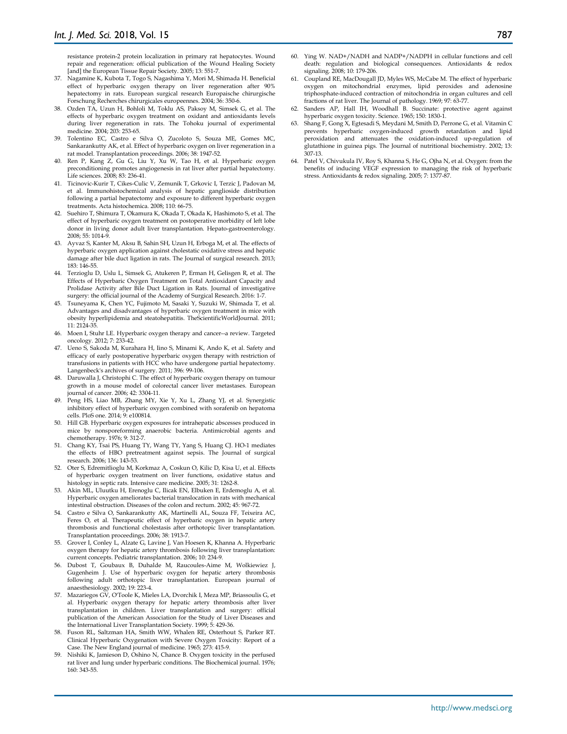resistance protein-2 protein localization in primary rat hepatocytes. Wound repair and regeneration: official publication of the Wound Healing Society [and] the European Tissue Repair Society. 2005; 13: 551-7.

37. Nagamine K, Kubota T, Togo S, Nagashima Y, Mori M, Shimada H. Beneficial effect of hyperbaric oxygen therapy on liver regeneration after 90% hepatectomy in rats. European surgical research Europaische chirurgische Forschung Recherches chirurgicales europeennes. 2004; 36: 350-6.
38. Ozden TA, Uzun H, Bohloli M, Toklu AS, Paksoy M, Simsek G, et al. The effects of hyperbaric oxygen treatment on oxidant and antioxidants levels during liver regeneration in rats. The Tohoku journal of experimental medicine. 2004; 203: 253-65.
39. Tolentino EC, Castro e Silva O, Zucoloto S, Souza ME, Gomes MC, Sankarankutty AK, et al. Effect of hyperbaric oxygen on liver regeneration in a rat model. Transplantation proceedings. 2006; 38: 1947-52.
40. Ren P, Kang Z, Gu G, Liu Y, Xu W, Tao H, et al. Hyperbaric oxygen preconditioning promotes angiogenesis in rat liver after partial hepatectomy. Life sciences. 2008; 83: 236-41.
41. Ticinovic-Kurir T, Cikes-Culic V, Zemunik T, Grkovic I, Terzic J, Padovan M, et al. Immunohistochemical analysis of hepatic ganglioside distribution following a partial hepatectomy and exposure to different hyperbaric oxygen treatments. Acta histochemica. 2008; 110: 66-75.
42. Suehiro T, Shimura T, Okamura K, Okada T, Okada K, Hashimoto S, et al. The effect of hyperbaric oxygen treatment on postoperative morbidity of left lobe donor in living donor adult liver transplantation. Hepato-gastroenterology. 2008; 55: 1014-9.
43. Ayvaz S, Kanter M, Aksu B, Sahin SH, Uzun H, Erboga M, et al. The effects of hyperbaric oxygen application against cholestatic oxidative stress and hepatic damage after bile duct ligation in rats. The Journal of surgical research. 2013; 183: 146-55.
44. Terzioglu D, Uslu L, Simsek G, Atukeren P, Erman H, Gelisgen R, et al. The Effects of Hyperbaric Oxygen Treatment on Total Antioxidant Capacity and Prolidase Activity after Bile Duct Ligation in Rats. Journal of investigative surgery: the official journal of the Academy of Surgical Research. 2016: 1-7.
45. Tsuneyama K, Chen YC, Fujimoto M, Sasaki Y, Suzuki W, Shimada T, et al. Advantages and disadvantages of hyperbaric oxygen treatment in mice with obesity hyperlipidemia and steatohepatitis. TheScientificWorldJournal. 2011; 11: 2124-35.
46. Moen I, Stuhr LE. Hyperbaric oxygen therapy and cancer--a review. Targeted oncology. 2012; 7: 233-42.
47. Ueno S, Sakoda M, Kurahara H, Iino S, Minami K, Ando K, et al. Safety and efficacy of early postoperative hyperbaric oxygen therapy with restriction of transfusions in patients with HCC who have undergone partial hepatectomy. Langenbeck's archives of surgery. 2011; 396: 99-106.
48. Daruwalla J, Christophi C. The effect of hyperbaric oxygen therapy on tumour growth in a mouse model of colorectal cancer liver metastases. European journal of cancer. 2006; 42: 3304-11.
49. Peng HS, Liao MB, Zhang MY, Xie Y, Xu L, Zhang YJ, et al. Synergistic inhibitory effect of hyperbaric oxygen combined with sorafenib on hepatoma cells. PloS one. 2014; 9: e100814.
50. Hill GB. Hyperbaric oxygen exposures for intrahepatic abscesses produced in mice by nonsporeforming anaerobic bacteria. Antimicrobial agents and chemotherapy. 1976; 9: 312-7.
51. Chang KY, Tsai PS, Huang TY, Wang TY, Yang S, Huang CJ. HO-1 mediates the effects of HBO pretreatment against sepsis. The Journal of surgical research. 2006; 136: 143-53.
52. Oter S, Edremitlioglu M, Korkmaz A, Coskun O, Kilic D, Kisa U, et al. Effects of hyperbaric oxygen treatment on liver functions, oxidative status and histology in septic rats. Intensive care medicine. 2005; 31: 1262-8.
53. Akin ML, Uluutku H, Erenoglu C, Ilicak EN, Elbuken E, Erdemoglu A, et al. Hyperbaric oxygen ameliorates bacterial translocation in rats with mechanical intestinal obstruction. Diseases of the colon and rectum. 2002; 45: 967-72.
54. Castro e Silva O, Sankarankutty AK, Martinelli AL, Souza FF, Teixeira AC, Feres O, et al. Therapeutic effect of hyperbaric oxygen in hepatic artery thrombosis and functional cholestasis after orthotopic liver transplantation. Transplantation proceedings. 2006; 38: 1913-7.
55. Grover I, Conley L, Alzate G, Lavine J, Van Hoesen K, Khanna A. Hyperbaric oxygen therapy for hepatic artery thrombosis following liver transplantation: current concepts. Pediatric transplantation. 2006; 10: 234-9.
56. Dubost T, Goubaux B, Duhalde M, Raucoules-Aime M, Wolkiewiez J, Gugenheim J. Use of hyperbaric oxygen for hepatic artery thrombosis following adult orthotopic liver transplantation. European journal of anaesthesiology. 2002; 19: 223-4.
57. Mazariegos GV, O'Toole K, Mieles LA, Dvorchik I, Meza MP, Briassoulis G, et al. Hyperbaric oxygen therapy for hepatic artery thrombosis after liver transplantation in children. Liver transplantation and surgery: official publication of the American Association for the Study of Liver Diseases and the International Liver Transplantation Society. 1999; 5: 429-36.
58. Fuson RL, Saltzman HA, Smith WW, Whalen RE, Osterhout S, Parker RT. Clinical Hyperbaric Oxygenation with Severe Oxygen Toxicity: Report of a Case. The New England journal of medicine. 1965; 273: 415-9.
59. Nishiki K, Jamieson D, Oshino N, Chance B. Oxygen toxicity in the perfused rat liver and lung under hyperbaric conditions. The Biochemical journal. 1976; 160: 343-55.
60. Ying W. NAD+/NADH and NADP+/NADPH in cellular functions and cell death: regulation and biological consequences. Antioxidants & redox signaling. 2008; 10: 179-206.
61. Coupland RE, MacDougall JD, Myles WS, McCabe M. The effect of hyperbaric oxygen on mitochondrial enzymes, lipid peroxides and adenosine triphosphate-induced contraction of mitochondria in organ cultures and cell fractions of rat liver. The Journal of pathology. 1969; 97: 63-77.
62. Sanders AP, Hall IH, Woodhall B. Succinate: protective agent against hyperbaric oxygen toxicity. Science. 1965; 150: 1830-1.
63. Shang F, Gong X, Egtesadi S, Meydani M, Smith D, Perrone G, et al. Vitamin C prevents hyperbaric oxygen-induced growth retardation and lipid peroxidation and attenuates the oxidation-induced up-regulation of glutathione in guinea pigs. The Journal of nutritional biochemistry. 2002; 13: 307-13.
64. Patel V, Chivukula IV, Roy S, Khanna S, He G, Ojha N, et al. Oxygen: from the benefits of inducing VEGF expression to managing the risk of hyperbaric stress. Antioxidants & redox signaling. 2005; 7: 1377-87.